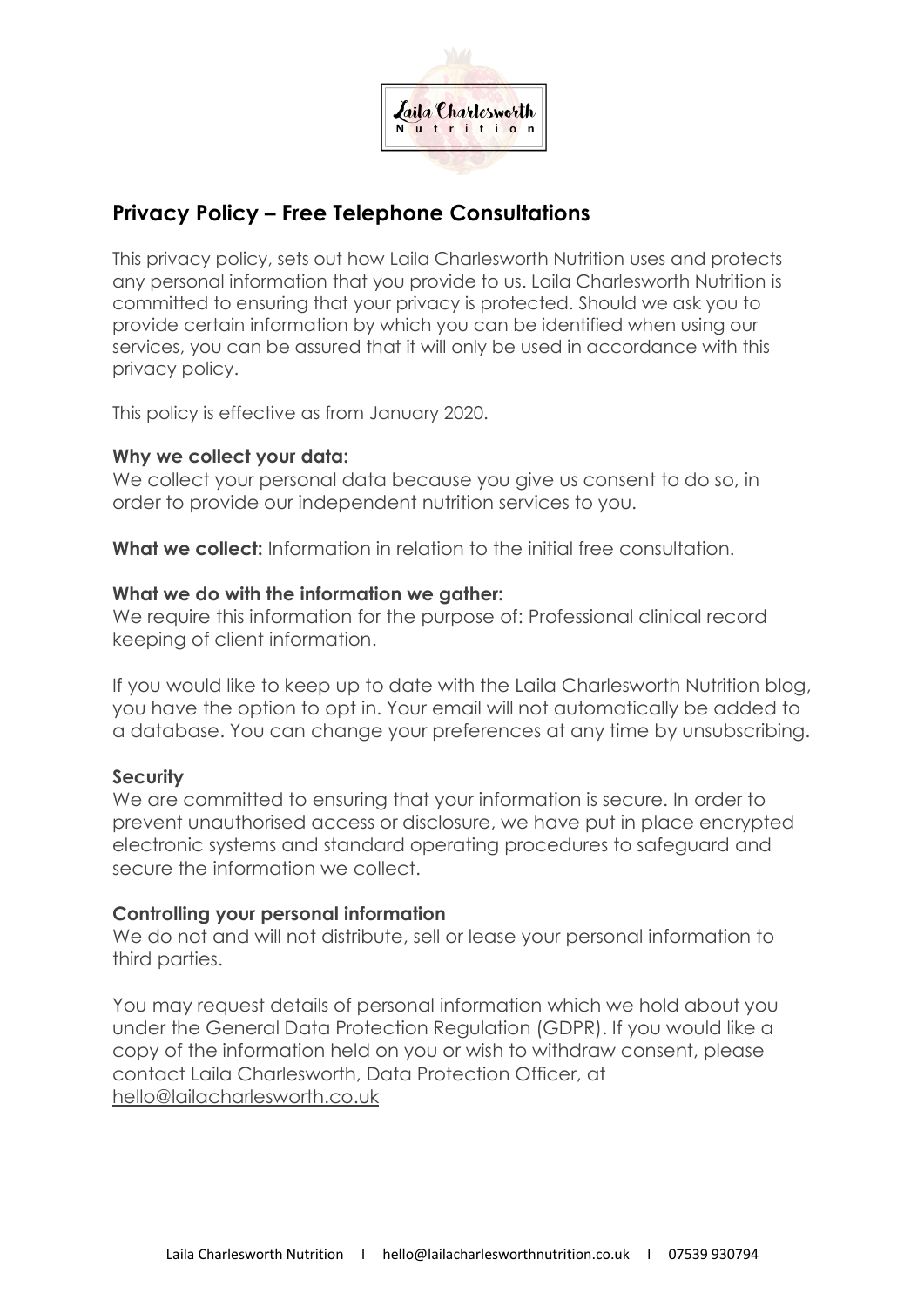## Privacy Policy – Free Telephone Consultations

This privacy policy, sets out how Laila Charlesworth Nutrition uses and protects any personal information that you provide to us. Laila Charlesworth Nutrition is committed to ensuring that your privacy is protected. Should we ask you to provide certain information by which you can be identified when using our services, you can be assured that it will only be used in accordance with this privacy policy.

This policy is effective as from January 2020.

**Why we collect your data:**
We collect your personal data because you give us consent to do so, in order to provide our independent nutrition services to you.

**What we collect:** Information in relation to the initial free consultation.

**What we do with the information we gather:**
We require this information for the purpose of: Professional clinical record keeping of client information.

If you would like to keep up to date with the Laila Charlesworth Nutrition blog, you have the option to opt in. Your email will not automatically be added to a database. You can change your preferences at any time by unsubscribing.

**Security**
We are committed to ensuring that your information is secure. In order to prevent unauthorised access or disclosure, we have put in place encrypted electronic systems and standard operating procedures to safeguard and secure the information we collect.

**Controlling your personal information**
We do not and will not distribute, sell or lease your personal information to third parties.

You may request details of personal information which we hold about you under the General Data Protection Regulation (GDPR). If you would like a copy of the information held on you or wish to withdraw consent, please contact Laila Charlesworth, Data Protection Officer, at hello@lailacharlesworth.co.uk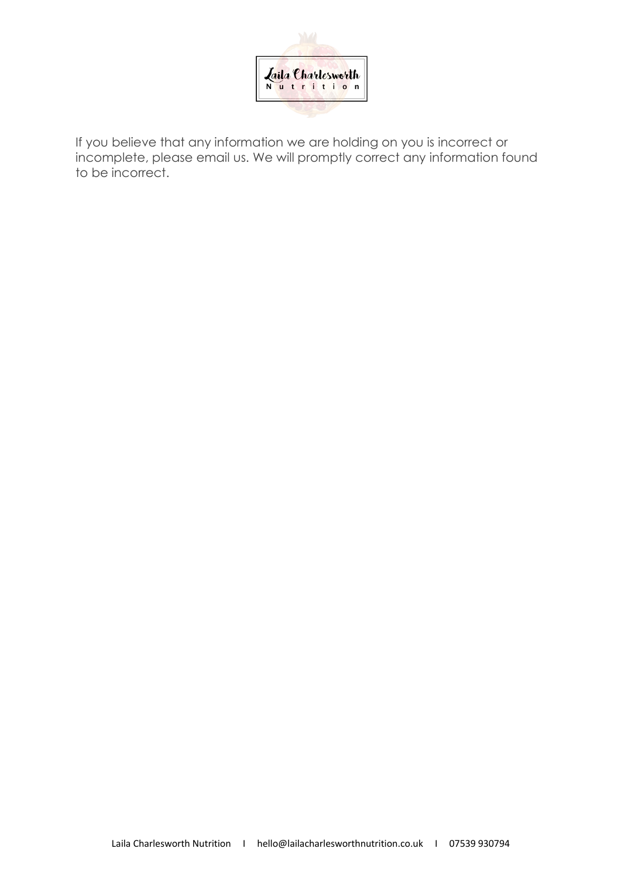If you believe that any information we are holding on you is incorrect or incomplete, please email us. We will promptly correct any information found to be incorrect.